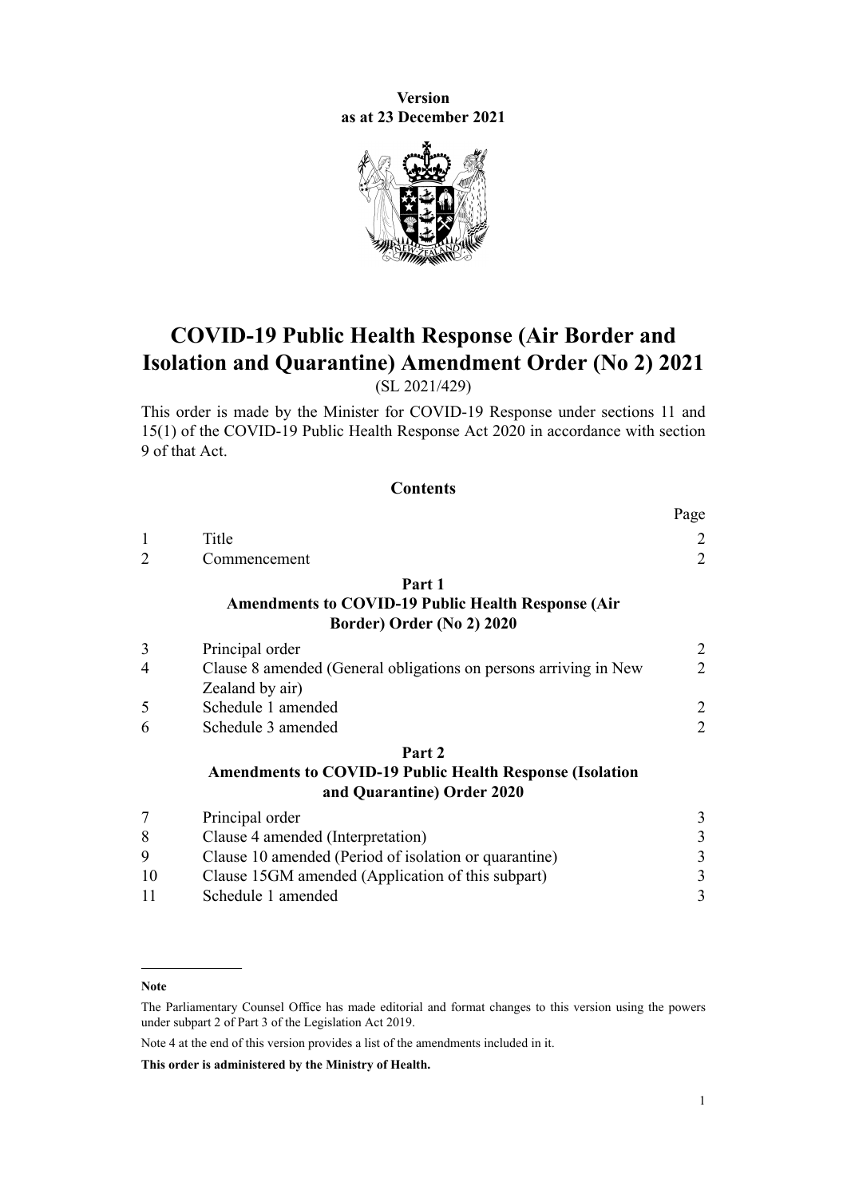**Version as at 23 December 2021**

# COVID-19 Public Health Response (Air Border and Isolation and Quarantine) Amendment Order (No 2) 2021

(SL 2021/429)

This order is made by the Minister for COVID-19 Response under sections 11 and 15(1) of the COVID-19 Public Health Response Act 2020 in accordance with section 9 of that Act.

## Contents

| | | Page |
|---|---|---|
| 1 | Title | 2 |
| 2 | Commencement | 2 |
| | **Part 1** **Amendments to COVID-19 Public Health Response (Air Border) Order (No 2) 2020** | |
| 3 | Principal order | 2 |
| 4 | Clause 8 amended (General obligations on persons arriving in New Zealand by air) | 2 |
| 5 | Schedule 1 amended | 2 |
| 6 | Schedule 3 amended | 2 |
| | **Part 2** **Amendments to COVID-19 Public Health Response (Isolation and Quarantine) Order 2020** | |
| 7 | Principal order | 3 |
| 8 | Clause 4 amended (Interpretation) | 3 |
| 9 | Clause 10 amended (Period of isolation or quarantine) | 3 |
| 10 | Clause 15GM amended (Application of this subpart) | 3 |
| 11 | Schedule 1 amended | 3 |

**Note**

The Parliamentary Counsel Office has made editorial and format changes to this version using the powers under subpart 2 of Part 3 of the Legislation Act 2019.

Note 4 at the end of this version provides a list of the amendments included in it.

**This order is administered by the Ministry of Health.**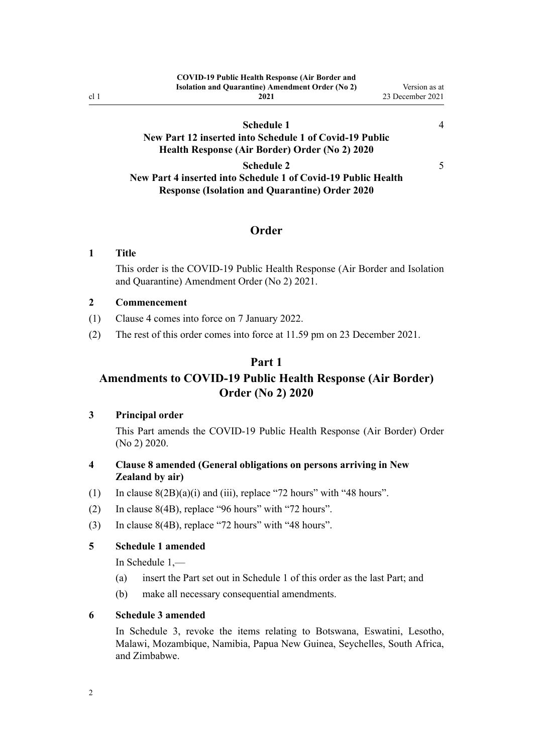Schedule 1
New Part 12 inserted into Schedule 1 of Covid-19 Public Health Response (Air Border) Order (No 2) 2020 — 4

Schedule 2
New Part 4 inserted into Schedule 1 of Covid-19 Public Health Response (Isolation and Quarantine) Order 2020 — 5

## Order

### 1 Title

This order is the COVID-19 Public Health Response (Air Border and Isolation and Quarantine) Amendment Order (No 2) 2021.

### 2 Commencement

(1) Clause 4 comes into force on 7 January 2022.

(2) The rest of this order comes into force at 11.59 pm on 23 December 2021.

## Part 1
## Amendments to COVID-19 Public Health Response (Air Border) Order (No 2) 2020

### 3 Principal order

This Part amends the COVID-19 Public Health Response (Air Border) Order (No 2) 2020.

### 4 Clause 8 amended (General obligations on persons arriving in New Zealand by air)

(1) In clause 8(2B)(a)(i) and (iii), replace "72 hours" with "48 hours".

(2) In clause 8(4B), replace "96 hours" with "72 hours".

(3) In clause 8(4B), replace "72 hours" with "48 hours".

### 5 Schedule 1 amended

In Schedule 1,—

(a) insert the Part set out in Schedule 1 of this order as the last Part; and

(b) make all necessary consequential amendments.

### 6 Schedule 3 amended

In Schedule 3, revoke the items relating to Botswana, Eswatini, Lesotho, Malawi, Mozambique, Namibia, Papua New Guinea, Seychelles, South Africa, and Zimbabwe.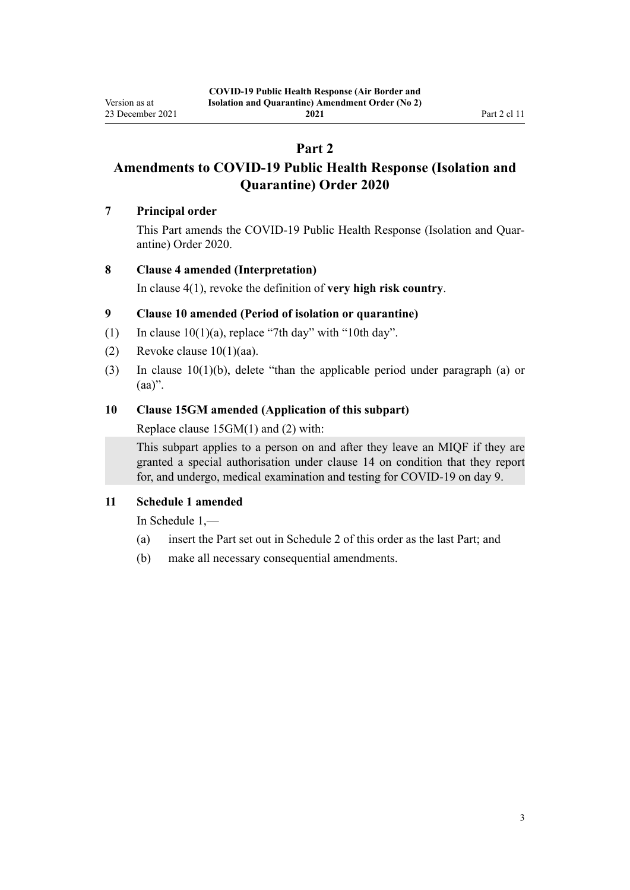# Part 2

# Amendments to COVID-19 Public Health Response (Isolation and Quarantine) Order 2020

### 7 Principal order

This Part amends the COVID-19 Public Health Response (Isolation and Quarantine) Order 2020.

### 8 Clause 4 amended (Interpretation)

In clause 4(1), revoke the definition of **very high risk country**.

### 9 Clause 10 amended (Period of isolation or quarantine)

(1) In clause 10(1)(a), replace "7th day" with "10th day".

(2) Revoke clause 10(1)(aa).

(3) In clause 10(1)(b), delete "than the applicable period under paragraph (a) or (aa)".

### 10 Clause 15GM amended (Application of this subpart)

Replace clause 15GM(1) and (2) with:

> This subpart applies to a person on and after they leave an MIQF if they are granted a special authorisation under clause 14 on condition that they report for, and undergo, medical examination and testing for COVID-19 on day 9.

### 11 Schedule 1 amended

In Schedule 1,—

(a) insert the Part set out in Schedule 2 of this order as the last Part; and

(b) make all necessary consequential amendments.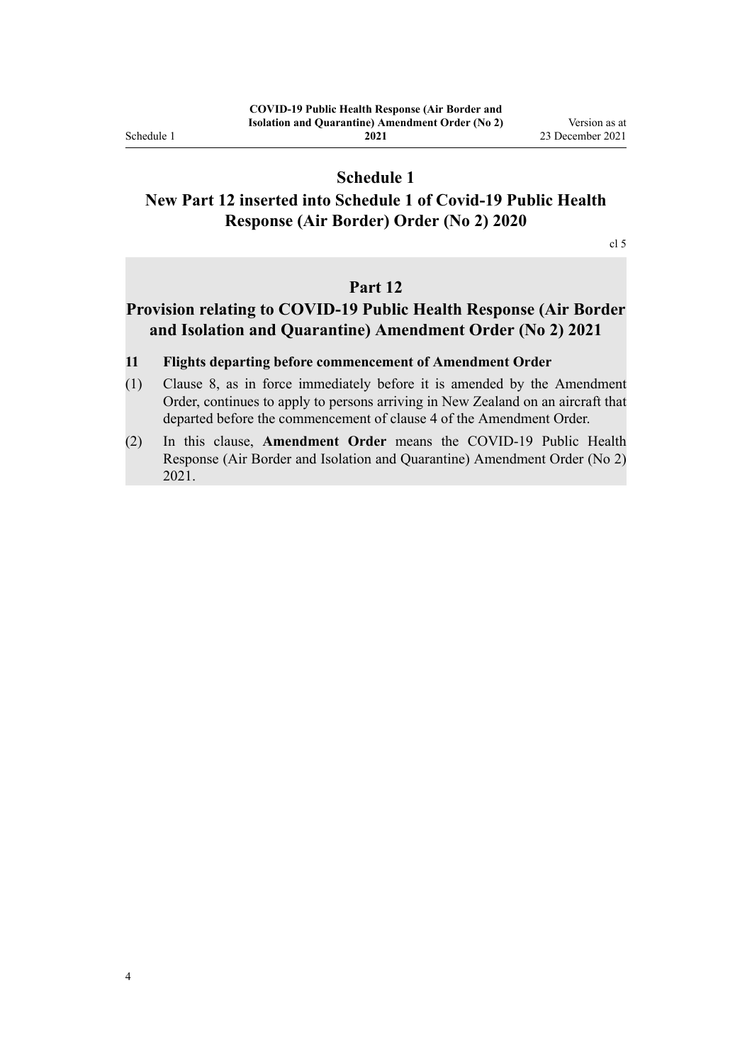# Schedule 1

## New Part 12 inserted into Schedule 1 of Covid-19 Public Health Response (Air Border) Order (No 2) 2020

cl 5

## Part 12

## Provision relating to COVID-19 Public Health Response (Air Border and Isolation and Quarantine) Amendment Order (No 2) 2021

**11 Flights departing before commencement of Amendment Order**

(1) Clause 8, as in force immediately before it is amended by the Amendment Order, continues to apply to persons arriving in New Zealand on an aircraft that departed before the commencement of clause 4 of the Amendment Order.

(2) In this clause, **Amendment Order** means the COVID-19 Public Health Response (Air Border and Isolation and Quarantine) Amendment Order (No 2) 2021.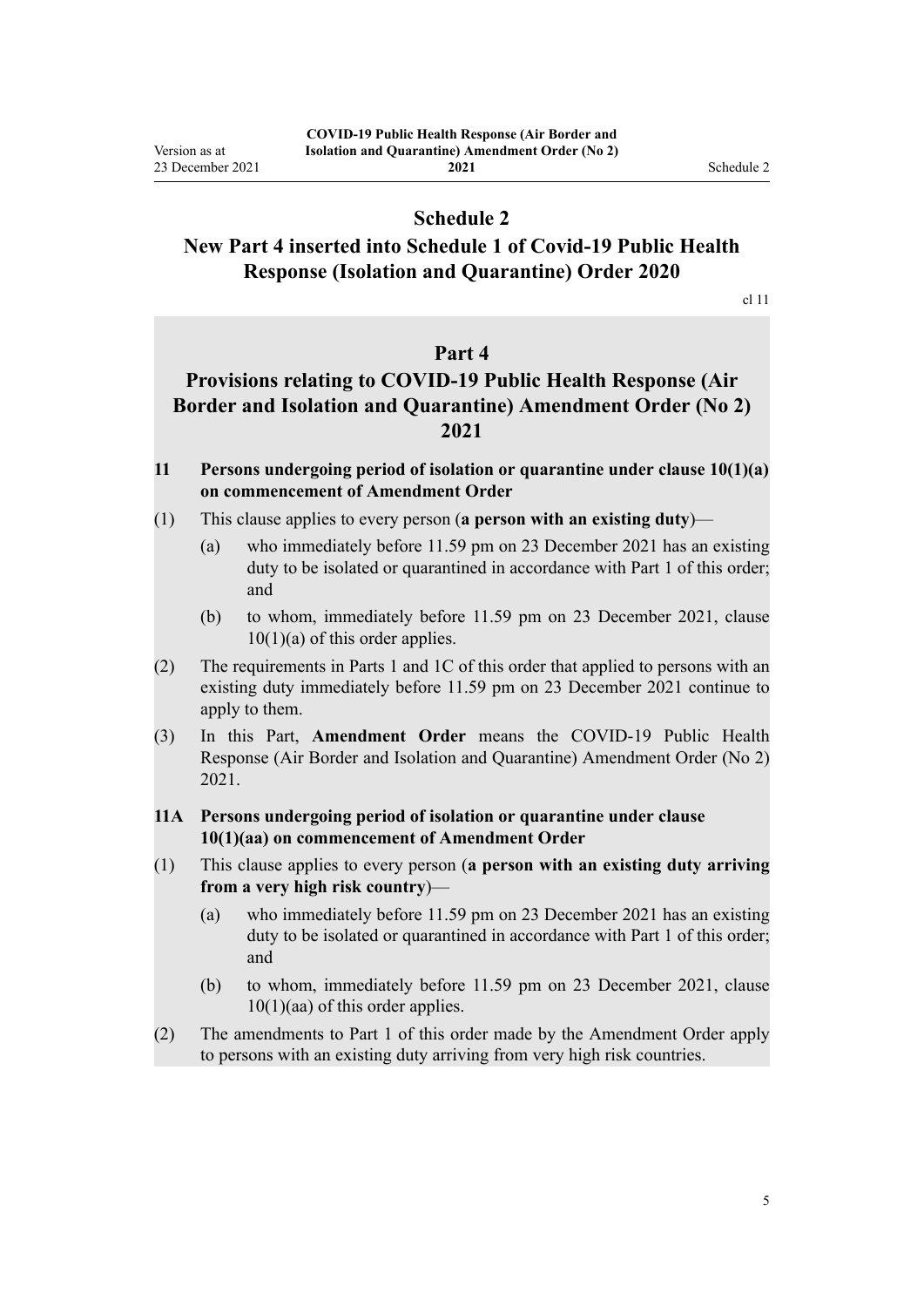# Schedule 2

## New Part 4 inserted into Schedule 1 of Covid-19 Public Health Response (Isolation and Quarantine) Order 2020

cl 11

## Part 4

## Provisions relating to COVID-19 Public Health Response (Air Border and Isolation and Quarantine) Amendment Order (No 2) 2021

### 11 Persons undergoing period of isolation or quarantine under clause 10(1)(a) on commencement of Amendment Order

(1) This clause applies to every person (**a person with an existing duty**)—

(a) who immediately before 11.59 pm on 23 December 2021 has an existing duty to be isolated or quarantined in accordance with Part 1 of this order; and

(b) to whom, immediately before 11.59 pm on 23 December 2021, clause 10(1)(a) of this order applies.

(2) The requirements in Parts 1 and 1C of this order that applied to persons with an existing duty immediately before 11.59 pm on 23 December 2021 continue to apply to them.

(3) In this Part, **Amendment Order** means the COVID-19 Public Health Response (Air Border and Isolation and Quarantine) Amendment Order (No 2) 2021.

### 11A Persons undergoing period of isolation or quarantine under clause 10(1)(aa) on commencement of Amendment Order

(1) This clause applies to every person (**a person with an existing duty arriving from a very high risk country**)—

(a) who immediately before 11.59 pm on 23 December 2021 has an existing duty to be isolated or quarantined in accordance with Part 1 of this order; and

(b) to whom, immediately before 11.59 pm on 23 December 2021, clause 10(1)(aa) of this order applies.

(2) The amendments to Part 1 of this order made by the Amendment Order apply to persons with an existing duty arriving from very high risk countries.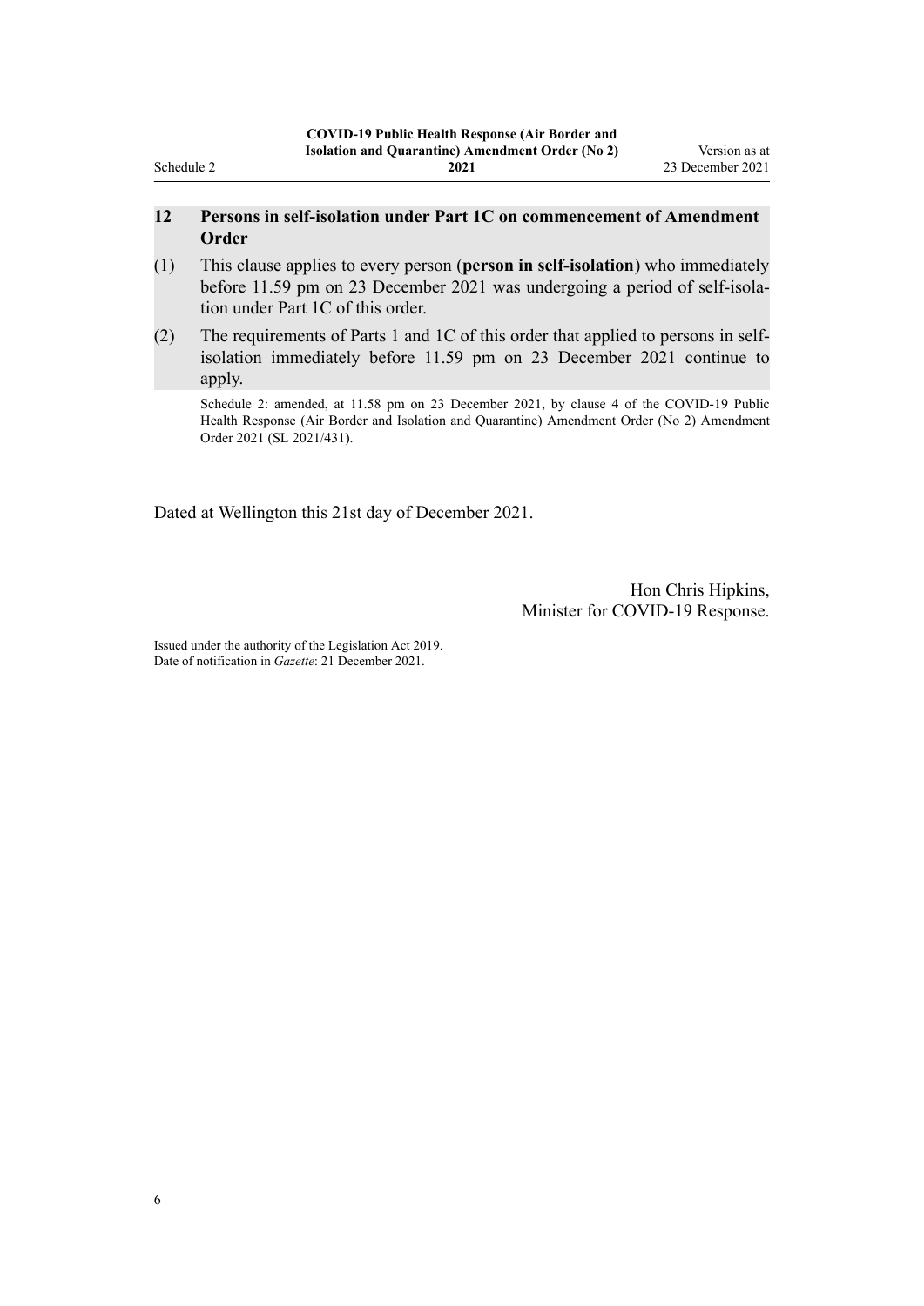### 12 Persons in self-isolation under Part 1C on commencement of Amendment Order

(1) This clause applies to every person (**person in self-isolation**) who immediately before 11.59 pm on 23 December 2021 was undergoing a period of self-isolation under Part 1C of this order.

(2) The requirements of Parts 1 and 1C of this order that applied to persons in self-isolation immediately before 11.59 pm on 23 December 2021 continue to apply.

Schedule 2: amended, at 11.58 pm on 23 December 2021, by clause 4 of the COVID-19 Public Health Response (Air Border and Isolation and Quarantine) Amendment Order (No 2) Amendment Order 2021 (SL 2021/431).

Dated at Wellington this 21st day of December 2021.

Hon Chris Hipkins,
Minister for COVID-19 Response.

Issued under the authority of the Legislation Act 2019.
Date of notification in *Gazette*: 21 December 2021.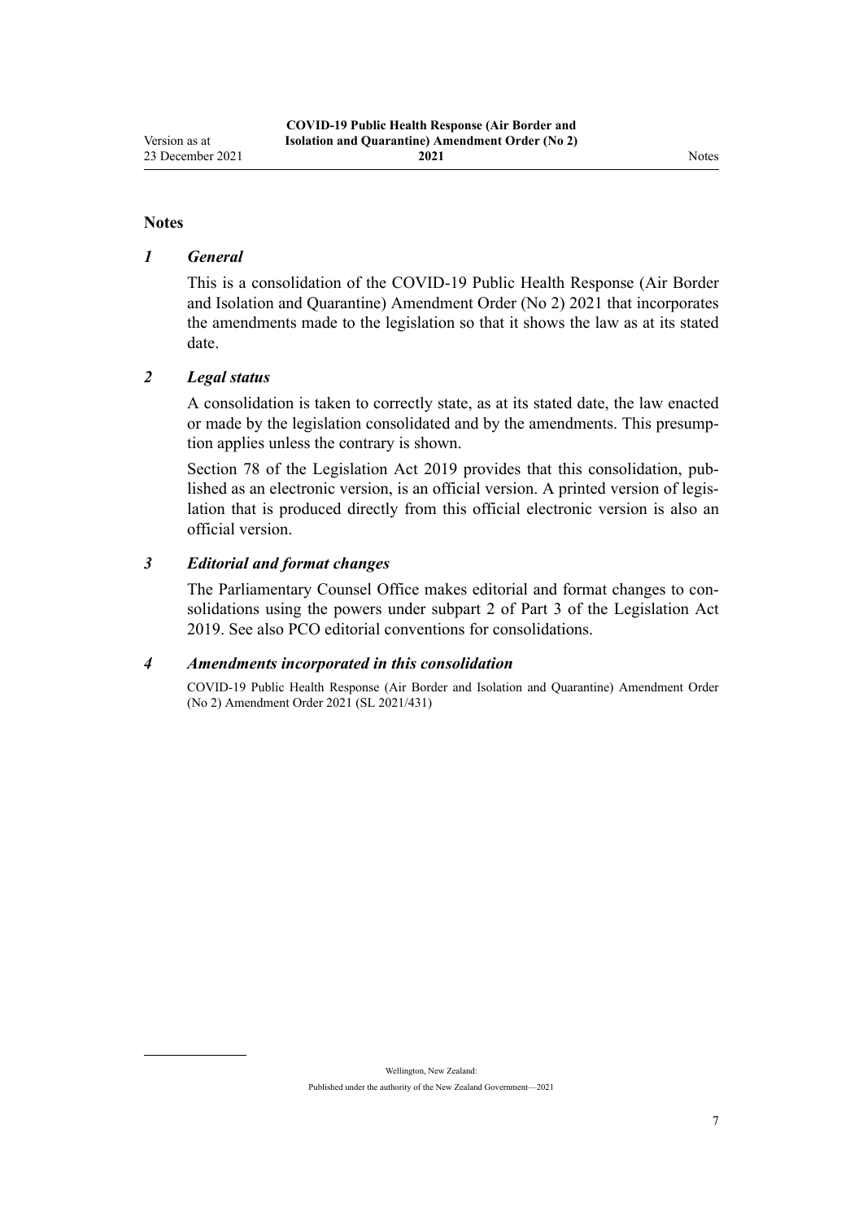## Notes

### *1 General*

This is a consolidation of the COVID-19 Public Health Response (Air Border and Isolation and Quarantine) Amendment Order (No 2) 2021 that incorporates the amendments made to the legislation so that it shows the law as at its stated date.

### *2 Legal status*

A consolidation is taken to correctly state, as at its stated date, the law enacted or made by the legislation consolidated and by the amendments. This presumption applies unless the contrary is shown.

Section 78 of the Legislation Act 2019 provides that this consolidation, published as an electronic version, is an official version. A printed version of legislation that is produced directly from this official electronic version is also an official version.

### *3 Editorial and format changes*

The Parliamentary Counsel Office makes editorial and format changes to consolidations using the powers under subpart 2 of Part 3 of the Legislation Act 2019. See also PCO editorial conventions for consolidations.

### *4 Amendments incorporated in this consolidation*

COVID-19 Public Health Response (Air Border and Isolation and Quarantine) Amendment Order (No 2) Amendment Order 2021 (SL 2021/431)

Wellington, New Zealand:

Published under the authority of the New Zealand Government—2021